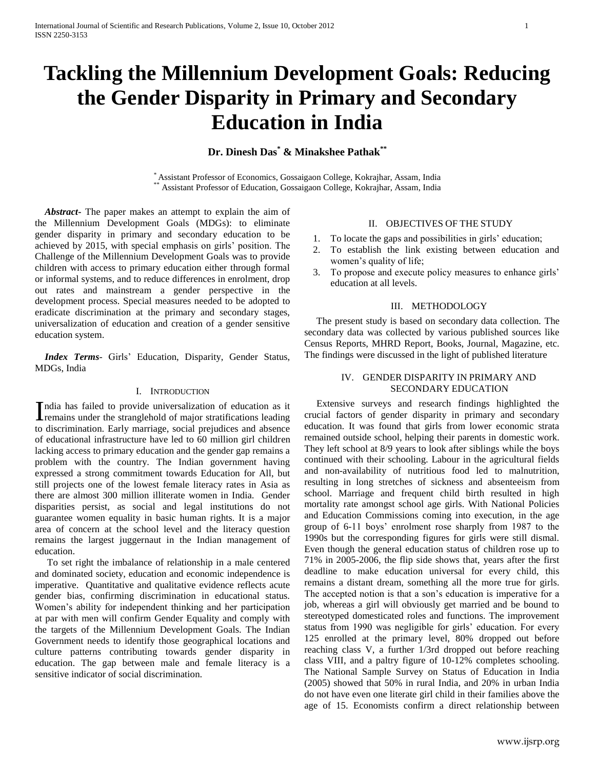# Tackling the Millennium Development Goals: Reducing the Gender Disparity in Primary and Secondary Education in India

**Dr. Dinesh Das[*] & Minakshee Pathak[**]**

[*] Assistant Professor of Economics, Gossaigaon College, Kokrajhar, Assam, India
[**] Assistant Professor of Education, Gossaigaon College, Kokrajhar, Assam, India

***Abstract***- The paper makes an attempt to explain the aim of the Millennium Development Goals (MDGs): to eliminate gender disparity in primary and secondary education to be achieved by 2015, with special emphasis on girls' position. The Challenge of the Millennium Development Goals was to provide children with access to primary education either through formal or informal systems, and to reduce differences in enrolment, drop out rates and mainstream a gender perspective in the development process. Special measures needed to be adopted to eradicate discrimination at the primary and secondary stages, universalization of education and creation of a gender sensitive education system.

***Index Terms***- Girls' Education, Disparity, Gender Status, MDGs, India

## I. Introduction

India has failed to provide universalization of education as it remains under the stranglehold of major stratifications leading to discrimination. Early marriage, social prejudices and absence of educational infrastructure have led to 60 million girl children lacking access to primary education and the gender gap remains a problem with the country. The Indian government having expressed a strong commitment towards Education for All, but still projects one of the lowest female literacy rates in Asia as there are almost 300 million illiterate women in India. Gender disparities persist, as social and legal institutions do not guarantee women equality in basic human rights. It is a major area of concern at the school level and the literacy question remains the largest juggernaut in the Indian management of education.

To set right the imbalance of relationship in a male centered and dominated society, education and economic independence is imperative. Quantitative and qualitative evidence reflects acute gender bias, confirming discrimination in educational status. Women's ability for independent thinking and her participation at par with men will confirm Gender Equality and comply with the targets of the Millennium Development Goals. The Indian Government needs to identify those geographical locations and culture patterns contributing towards gender disparity in education. The gap between male and female literacy is a sensitive indicator of social discrimination.

## II. Objectives of the Study

1. To locate the gaps and possibilities in girls' education;
2. To establish the link existing between education and women's quality of life;
3. To propose and execute policy measures to enhance girls' education at all levels.

## III. Methodology

The present study is based on secondary data collection. The secondary data was collected by various published sources like Census Reports, MHRD Report, Books, Journal, Magazine, etc. The findings were discussed in the light of published literature

## IV. Gender Disparity in Primary and Secondary Education

Extensive surveys and research findings highlighted the crucial factors of gender disparity in primary and secondary education. It was found that girls from lower economic strata remained outside school, helping their parents in domestic work. They left school at 8/9 years to look after siblings while the boys continued with their schooling. Labour in the agricultural fields and non-availability of nutritious food led to malnutrition, resulting in long stretches of sickness and absenteeism from school. Marriage and frequent child birth resulted in high mortality rate amongst school age girls. With National Policies and Education Commissions coming into execution, in the age group of 6-11 boys' enrolment rose sharply from 1987 to the 1990s but the corresponding figures for girls were still dismal. Even though the general education status of children rose up to 71% in 2005-2006, the flip side shows that, years after the first deadline to make education universal for every child, this remains a distant dream, something all the more true for girls. The accepted notion is that a son's education is imperative for a job, whereas a girl will obviously get married and be bound to stereotyped domesticated roles and functions. The improvement status from 1990 was negligible for girls' education. For every 125 enrolled at the primary level, 80% dropped out before reaching class V, a further 1/3rd dropped out before reaching class VIII, and a paltry figure of 10-12% completes schooling. The National Sample Survey on Status of Education in India (2005) showed that 50% in rural India, and 20% in urban India do not have even one literate girl child in their families above the age of 15. Economists confirm a direct relationship between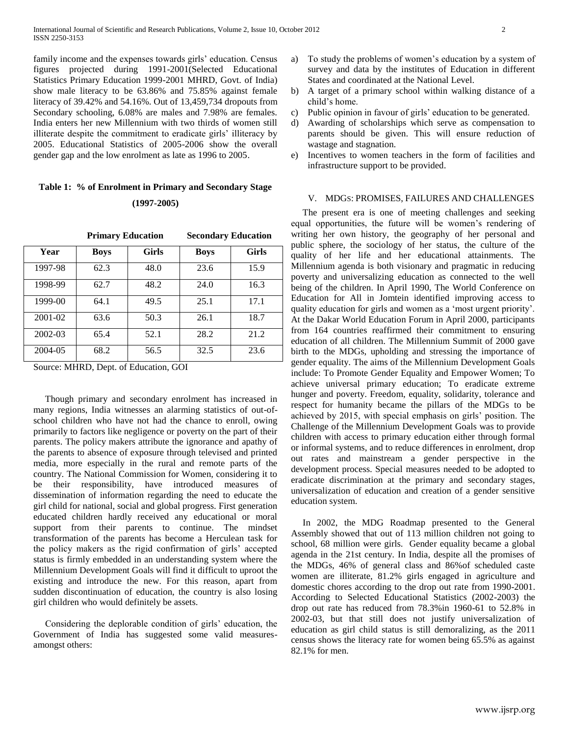family income and the expenses towards girls' education. Census figures projected during 1991-2001(Selected Educational Statistics Primary Education 1999-2001 MHRD, Govt. of India) show male literacy to be 63.86% and 75.85% against female literacy of 39.42% and 54.16%. Out of 13,459,734 dropouts from Secondary schooling, 6.08% are males and 7.98% are females. India enters her new Millennium with two thirds of women still illiterate despite the commitment to eradicate girls' illiteracy by 2005. Educational Statistics of 2005-2006 show the overall gender gap and the low enrolment as late as 1996 to 2005.

**Table 1: % of Enrolment in Primary and Secondary Stage (1997-2005)**

| | Primary Education | | Secondary Education | |
|---|---|---|---|---|
| **Year** | **Boys** | **Girls** | **Boys** | **Girls** |
| 1997-98 | 62.3 | 48.0 | 23.6 | 15.9 |
| 1998-99 | 62.7 | 48.2 | 24.0 | 16.3 |
| 1999-00 | 64.1 | 49.5 | 25.1 | 17.1 |
| 2001-02 | 63.6 | 50.3 | 26.1 | 18.7 |
| 2002-03 | 65.4 | 52.1 | 28.2 | 21.2 |
| 2004-05 | 68.2 | 56.5 | 32.5 | 23.6 |

Source: MHRD, Dept. of Education, GOI

Though primary and secondary enrolment has increased in many regions, India witnesses an alarming statistics of out-of-school children who have not had the chance to enroll, owing primarily to factors like negligence or poverty on the part of their parents. The policy makers attribute the ignorance and apathy of the parents to absence of exposure through televised and printed media, more especially in the rural and remote parts of the country. The National Commission for Women, considering it to be their responsibility, have introduced measures of dissemination of information regarding the need to educate the girl child for national, social and global progress. First generation educated children hardly received any educational or moral support from their parents to continue. The mindset transformation of the parents has become a Herculean task for the policy makers as the rigid confirmation of girls' accepted status is firmly embedded in an understanding system where the Millennium Development Goals will find it difficult to uproot the existing and introduce the new. For this reason, apart from sudden discontinuation of education, the country is also losing girl children who would definitely be assets.

Considering the deplorable condition of girls' education, the Government of India has suggested some valid measures-amongst others:

a) To study the problems of women's education by a system of survey and data by the institutes of Education in different States and coordinated at the National Level.
b) A target of a primary school within walking distance of a child's home.
c) Public opinion in favour of girls' education to be generated.
d) Awarding of scholarships which serve as compensation to parents should be given. This will ensure reduction of wastage and stagnation.
e) Incentives to women teachers in the form of facilities and infrastructure support to be provided.

## V. MDGs: PROMISES, FAILURES AND CHALLENGES

The present era is one of meeting challenges and seeking equal opportunities, the future will be women's rendering of writing her own history, the geography of her personal and public sphere, the sociology of her status, the culture of the quality of her life and her educational attainments. The Millennium agenda is both visionary and pragmatic in reducing poverty and universalizing education as connected to the well being of the children. In April 1990, The World Conference on Education for All in Jomtein identified improving access to quality education for girls and women as a 'most urgent priority'. At the Dakar World Education Forum in April 2000, participants from 164 countries reaffirmed their commitment to ensuring education of all children. The Millennium Summit of 2000 gave birth to the MDGs, upholding and stressing the importance of gender equality. The aims of the Millennium Development Goals include: To Promote Gender Equality and Empower Women; To achieve universal primary education; To eradicate extreme hunger and poverty. Freedom, equality, solidarity, tolerance and respect for humanity became the pillars of the MDGs to be achieved by 2015, with special emphasis on girls' position. The Challenge of the Millennium Development Goals was to provide children with access to primary education either through formal or informal systems, and to reduce differences in enrolment, drop out rates and mainstream a gender perspective in the development process. Special measures needed to be adopted to eradicate discrimination at the primary and secondary stages, universalization of education and creation of a gender sensitive education system.

In 2002, the MDG Roadmap presented to the General Assembly showed that out of 113 million children not going to school, 68 million were girls. Gender equality became a global agenda in the 21st century. In India, despite all the promises of the MDGs, 46% of general class and 86%of scheduled caste women are illiterate, 81.2% girls engaged in agriculture and domestic chores according to the drop out rate from 1990-2001. According to Selected Educational Statistics (2002-2003) the drop out rate has reduced from 78.3%in 1960-61 to 52.8% in 2002-03, but that still does not justify universalization of education as girl child status is still demoralizing, as the 2011 census shows the literacy rate for women being 65.5% as against 82.1% for men.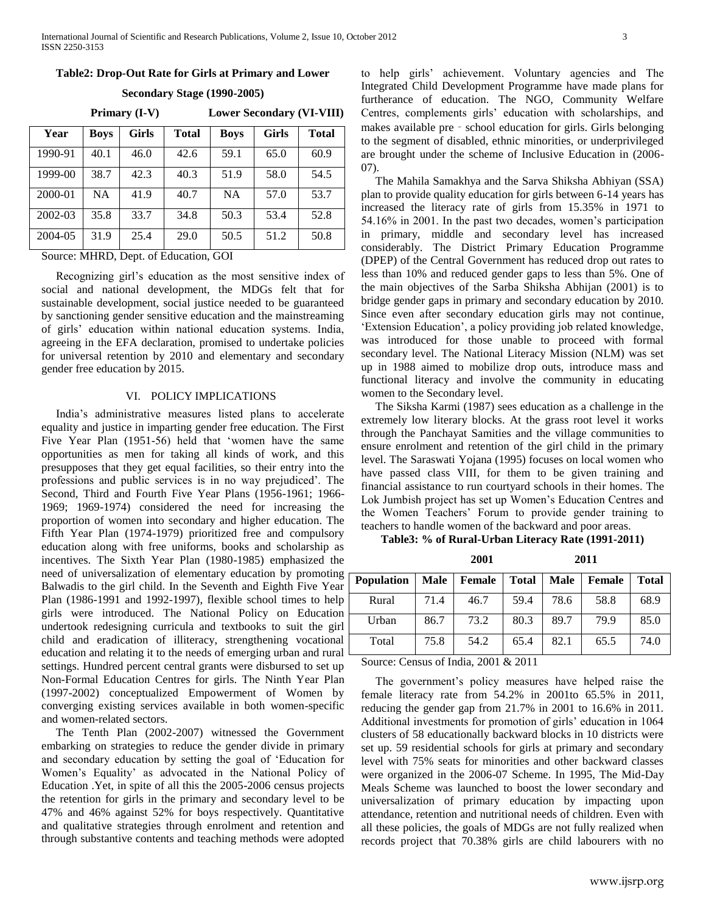**Table2: Drop-Out Rate for Girls at Primary and Lower Secondary Stage (1990-2005)**

| | Primary (I-V) | | | Lower Secondary (VI-VIII) | | |
|---|---|---|---|---|---|---|
| **Year** | **Boys** | **Girls** | **Total** | **Boys** | **Girls** | **Total** |
| 1990-91 | 40.1 | 46.0 | 42.6 | 59.1 | 65.0 | 60.9 |
| 1999-00 | 38.7 | 42.3 | 40.3 | 51.9 | 58.0 | 54.5 |
| 2000-01 | NA | 41.9 | 40.7 | NA | 57.0 | 53.7 |
| 2002-03 | 35.8 | 33.7 | 34.8 | 50.3 | 53.4 | 52.8 |
| 2004-05 | 31.9 | 25.4 | 29.0 | 50.5 | 51.2 | 50.8 |

Source: MHRD, Dept. of Education, GOI

Recognizing girl's education as the most sensitive index of social and national development, the MDGs felt that for sustainable development, social justice needed to be guaranteed by sanctioning gender sensitive education and the mainstreaming of girls' education within national education systems. India, agreeing in the EFA declaration, promised to undertake policies for universal retention by 2010 and elementary and secondary gender free education by 2015.

## VI. POLICY IMPLICATIONS

India's administrative measures listed plans to accelerate equality and justice in imparting gender free education. The First Five Year Plan (1951-56) held that 'women have the same opportunities as men for taking all kinds of work, and this presupposes that they get equal facilities, so their entry into the professions and public services is in no way prejudiced'. The Second, Third and Fourth Five Year Plans (1956-1961; 1966-1969; 1969-1974) considered the need for increasing the proportion of women into secondary and higher education. The Fifth Year Plan (1974-1979) prioritized free and compulsory education along with free uniforms, books and scholarship as incentives. The Sixth Year Plan (1980-1985) emphasized the need of universalization of elementary education by promoting Balwadis to the girl child. In the Seventh and Eighth Five Year Plan (1986-1991 and 1992-1997), flexible school times to help girls were introduced. The National Policy on Education undertook redesigning curricula and textbooks to suit the girl child and eradication of illiteracy, strengthening vocational education and relating it to the needs of emerging urban and rural settings. Hundred percent central grants were disbursed to set up Non-Formal Education Centres for girls. The Ninth Year Plan (1997-2002) conceptualized Empowerment of Women by converging existing services available in both women-specific and women-related sectors.

The Tenth Plan (2002-2007) witnessed the Government embarking on strategies to reduce the gender divide in primary and secondary education by setting the goal of 'Education for Women's Equality' as advocated in the National Policy of Education .Yet, in spite of all this the 2005-2006 census projects the retention for girls in the primary and secondary level to be 47% and 46% against 52% for boys respectively. Quantitative and qualitative strategies through enrolment and retention and through substantive contents and teaching methods were adopted to help girls' achievement. Voluntary agencies and The Integrated Child Development Programme have made plans for furtherance of education. The NGO, Community Welfare Centres, complements girls' education with scholarships, and makes available pre - school education for girls. Girls belonging to the segment of disabled, ethnic minorities, or underprivileged are brought under the scheme of Inclusive Education in (2006-07).

The Mahila Samakhya and the Sarva Shiksha Abhiyan (SSA) plan to provide quality education for girls between 6-14 years has increased the literacy rate of girls from 15.35% in 1971 to 54.16% in 2001. In the past two decades, women's participation in primary, middle and secondary level has increased considerably. The District Primary Education Programme (DPEP) of the Central Government has reduced drop out rates to less than 10% and reduced gender gaps to less than 5%. One of the main objectives of the Sarba Shiksha Abhijan (2001) is to bridge gender gaps in primary and secondary education by 2010. Since even after secondary education girls may not continue, 'Extension Education', a policy providing job related knowledge, was introduced for those unable to proceed with formal secondary level. The National Literacy Mission (NLM) was set up in 1988 aimed to mobilize drop outs, introduce mass and functional literacy and involve the community in educating women to the Secondary level.

The Siksha Karmi (1987) sees education as a challenge in the extremely low literary blocks. At the grass root level it works through the Panchayat Samities and the village communities to ensure enrolment and retention of the girl child in the primary level. The Saraswati Yojana (1995) focuses on local women who have passed class VIII, for them to be given training and financial assistance to run courtyard schools in their homes. The Lok Jumbish project has set up Women's Education Centres and the Women Teachers' Forum to provide gender training to teachers to handle women of the backward and poor areas.

**Table3: % of Rural-Urban Literacy Rate (1991-2011)**

| | 2001 | | | 2011 | | |
|---|---|---|---|---|---|---|
| **Population** | **Male** | **Female** | **Total** | **Male** | **Female** | **Total** |
| Rural | 71.4 | 46.7 | 59.4 | 78.6 | 58.8 | 68.9 |
| Urban | 86.7 | 73.2 | 80.3 | 89.7 | 79.9 | 85.0 |
| Total | 75.8 | 54.2 | 65.4 | 82.1 | 65.5 | 74.0 |

Source: Census of India, 2001 & 2011

The government's policy measures have helped raise the female literacy rate from 54.2% in 2001to 65.5% in 2011, reducing the gender gap from 21.7% in 2001 to 16.6% in 2011. Additional investments for promotion of girls' education in 1064 clusters of 58 educationally backward blocks in 10 districts were set up. 59 residential schools for girls at primary and secondary level with 75% seats for minorities and other backward classes were organized in the 2006-07 Scheme. In 1995, The Mid-Day Meals Scheme was launched to boost the lower secondary and universalization of primary education by impacting upon attendance, retention and nutritional needs of children. Even with all these policies, the goals of MDGs are not fully realized when records project that 70.38% girls are child labourers with no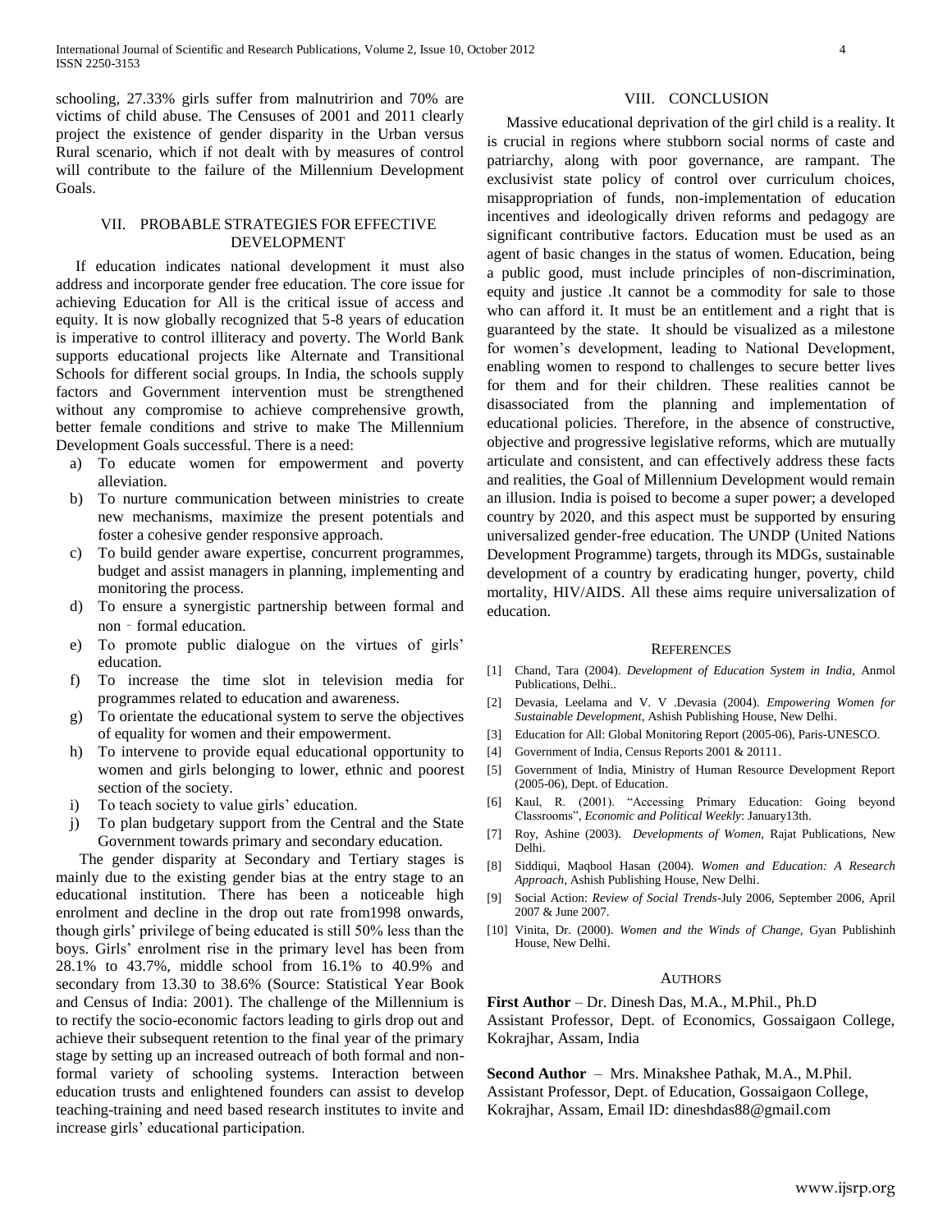schooling, 27.33% girls suffer from malnutririon and 70% are victims of child abuse. The Censuses of 2001 and 2011 clearly project the existence of gender disparity in the Urban versus Rural scenario, which if not dealt with by measures of control will contribute to the failure of the Millennium Development Goals.

## VII. PROBABLE STRATEGIES FOR EFFECTIVE DEVELOPMENT

If education indicates national development it must also address and incorporate gender free education. The core issue for achieving Education for All is the critical issue of access and equity. It is now globally recognized that 5-8 years of education is imperative to control illiteracy and poverty. The World Bank supports educational projects like Alternate and Transitional Schools for different social groups. In India, the schools supply factors and Government intervention must be strengthened without any compromise to achieve comprehensive growth, better female conditions and strive to make The Millennium Development Goals successful. There is a need:

a) To educate women for empowerment and poverty alleviation.
b) To nurture communication between ministries to create new mechanisms, maximize the present potentials and foster a cohesive gender responsive approach.
c) To build gender aware expertise, concurrent programmes, budget and assist managers in planning, implementing and monitoring the process.
d) To ensure a synergistic partnership between formal and non - formal education.
e) To promote public dialogue on the virtues of girls' education.
f) To increase the time slot in television media for programmes related to education and awareness.
g) To orientate the educational system to serve the objectives of equality for women and their empowerment.
h) To intervene to provide equal educational opportunity to women and girls belonging to lower, ethnic and poorest section of the society.
i) To teach society to value girls' education.
j) To plan budgetary support from the Central and the State Government towards primary and secondary education.

The gender disparity at Secondary and Tertiary stages is mainly due to the existing gender bias at the entry stage to an educational institution. There has been a noticeable high enrolment and decline in the drop out rate from1998 onwards, though girls' privilege of being educated is still 50% less than the boys. Girls' enrolment rise in the primary level has been from 28.1% to 43.7%, middle school from 16.1% to 40.9% and secondary from 13.30 to 38.6% (Source: Statistical Year Book and Census of India: 2001). The challenge of the Millennium is to rectify the socio-economic factors leading to girls drop out and achieve their subsequent retention to the final year of the primary stage by setting up an increased outreach of both formal and non-formal variety of schooling systems. Interaction between education trusts and enlightened founders can assist to develop teaching-training and need based research institutes to invite and increase girls' educational participation.

## VIII. CONCLUSION

Massive educational deprivation of the girl child is a reality. It is crucial in regions where stubborn social norms of caste and patriarchy, along with poor governance, are rampant. The exclusivist state policy of control over curriculum choices, misappropriation of funds, non-implementation of education incentives and ideologically driven reforms and pedagogy are significant contributive factors. Education must be used as an agent of basic changes in the status of women. Education, being a public good, must include principles of non-discrimination, equity and justice .It cannot be a commodity for sale to those who can afford it. It must be an entitlement and a right that is guaranteed by the state. It should be visualized as a milestone for women's development, leading to National Development, enabling women to respond to challenges to secure better lives for them and for their children. These realities cannot be disassociated from the planning and implementation of educational policies. Therefore, in the absence of constructive, objective and progressive legislative reforms, which are mutually articulate and consistent, and can effectively address these facts and realities, the Goal of Millennium Development would remain an illusion. India is poised to become a super power; a developed country by 2020, and this aspect must be supported by ensuring universalized gender-free education. The UNDP (United Nations Development Programme) targets, through its MDGs, sustainable development of a country by eradicating hunger, poverty, child mortality, HIV/AIDS. All these aims require universalization of education.

## REFERENCES

[1] Chand, Tara (2004). *Development of Education System in India*, Anmol Publications, Delhi..

[2] Devasia, Leelama and V. V .Devasia (2004). *Empowering Women for Sustainable Development*, Ashish Publishing House, New Delhi.

[3] Education for All: Global Monitoring Report (2005-06), Paris-UNESCO.

[4] Government of India, Census Reports 2001 & 20111.

[5] Government of India, Ministry of Human Resource Development Report (2005-06), Dept. of Education.

[6] Kaul, R. (2001). "Accessing Primary Education: Going beyond Classrooms", *Economic and Political Weekly*: January13th.

[7] Roy, Ashine (2003). *Developments of Women*, Rajat Publications, New Delhi.

[8] Siddiqui, Maqbool Hasan (2004). *Women and Education: A Research Approach*, Ashish Publishing House, New Delhi.

[9] Social Action: *Review of Social Trends*-July 2006, September 2006, April 2007 & June 2007.

[10] Vinita, Dr. (2000). *Women and the Winds of Change*, Gyan Publishinh House, New Delhi.

## AUTHORS

**First Author** – Dr. Dinesh Das, M.A., M.Phil., Ph.D
Assistant Professor, Dept. of Economics, Gossaigaon College, Kokrajhar, Assam, India

**Second Author** – Mrs. Minakshee Pathak, M.A., M.Phil.
Assistant Professor, Dept. of Education, Gossaigaon College, Kokrajhar, Assam, Email ID: dineshdas88@gmail.com